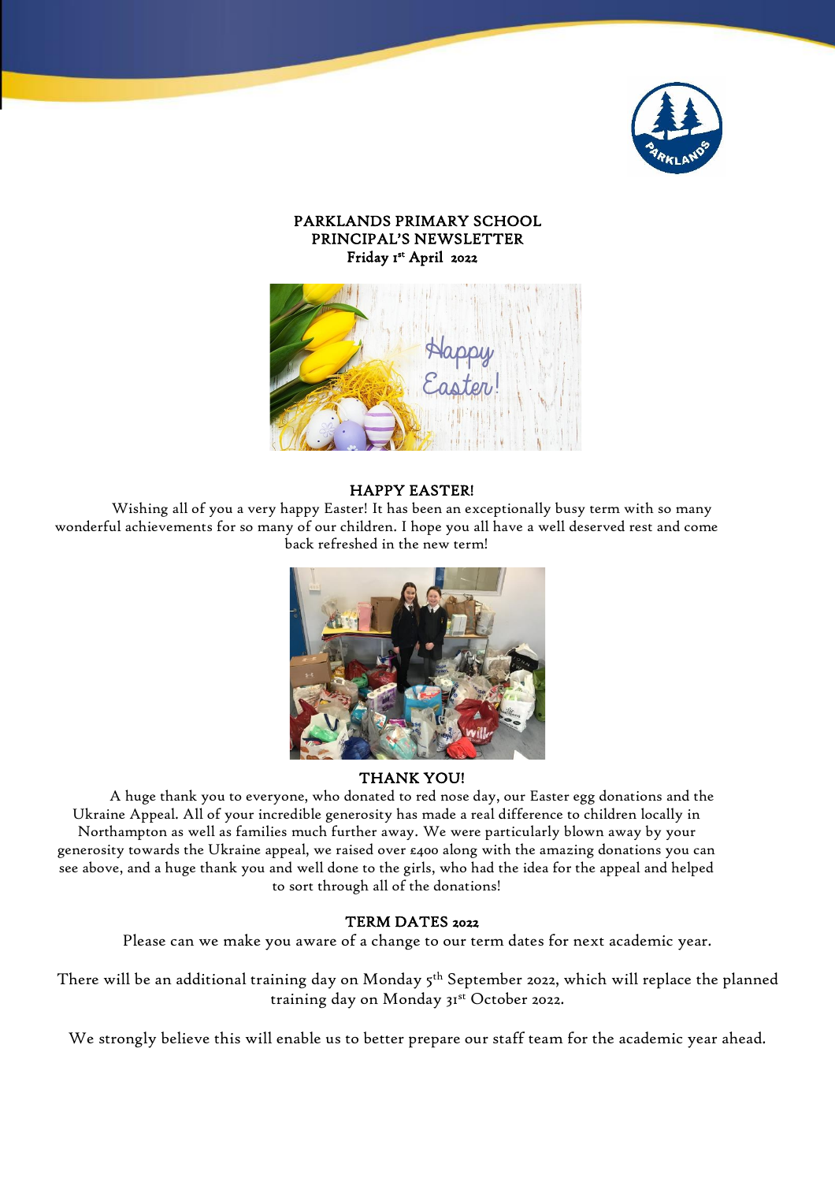# PARKLANDS PRIMARY SCHOOL
## PRINCIPAL'S NEWSLETTER
**Friday 1st April 2022**

### HAPPY EASTER!

Wishing all of you a very happy Easter! It has been an exceptionally busy term with so many wonderful achievements for so many of our children. I hope you all have a well deserved rest and come back refreshed in the new term!

### THANK YOU!

A huge thank you to everyone, who donated to red nose day, our Easter egg donations and the Ukraine Appeal. All of your incredible generosity has made a real difference to children locally in Northampton as well as families much further away. We were particularly blown away by your generosity towards the Ukraine appeal, we raised over £400 along with the amazing donations you can see above, and a huge thank you and well done to the girls, who had the idea for the appeal and helped to sort through all of the donations!

### TERM DATES 2022

Please can we make you aware of a change to our term dates for next academic year.

There will be an additional training day on Monday 5th September 2022, which will replace the planned training day on Monday 31st October 2022.

We strongly believe this will enable us to better prepare our staff team for the academic year ahead.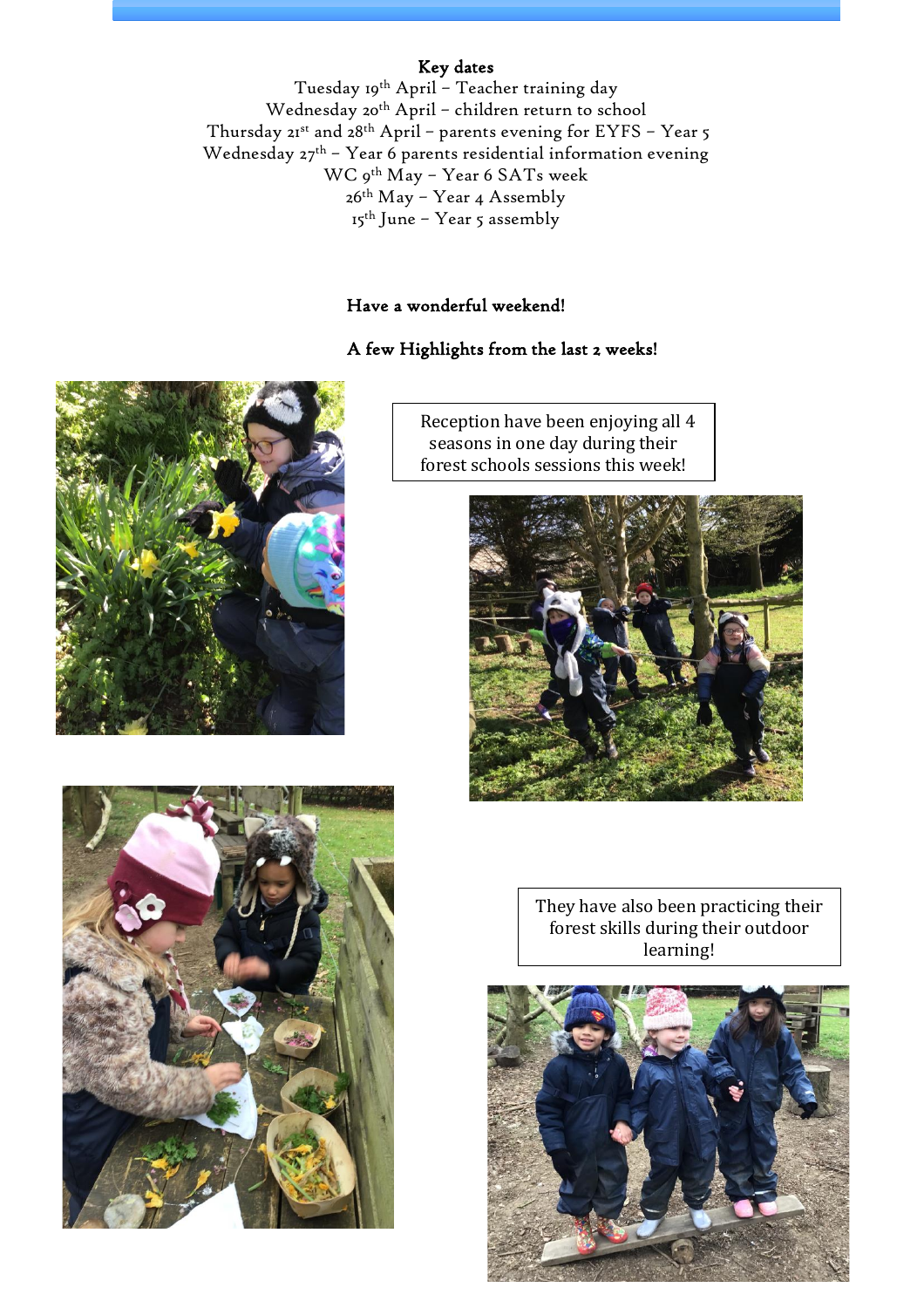**Key dates**

Tuesday 19th April – Teacher training day
Wednesday 20th April – children return to school
Thursday 21st and 28th April – parents evening for EYFS – Year 5
Wednesday 27th – Year 6 parents residential information evening
WC 9th May – Year 6 SATs week
26th May – Year 4 Assembly
15th June – Year 5 assembly

**Have a wonderful weekend!**

**A few Highlights from the last 2 weeks!**

Reception have been enjoying all 4 seasons in one day during their forest schools sessions this week!

They have also been practicing their forest skills during their outdoor learning!